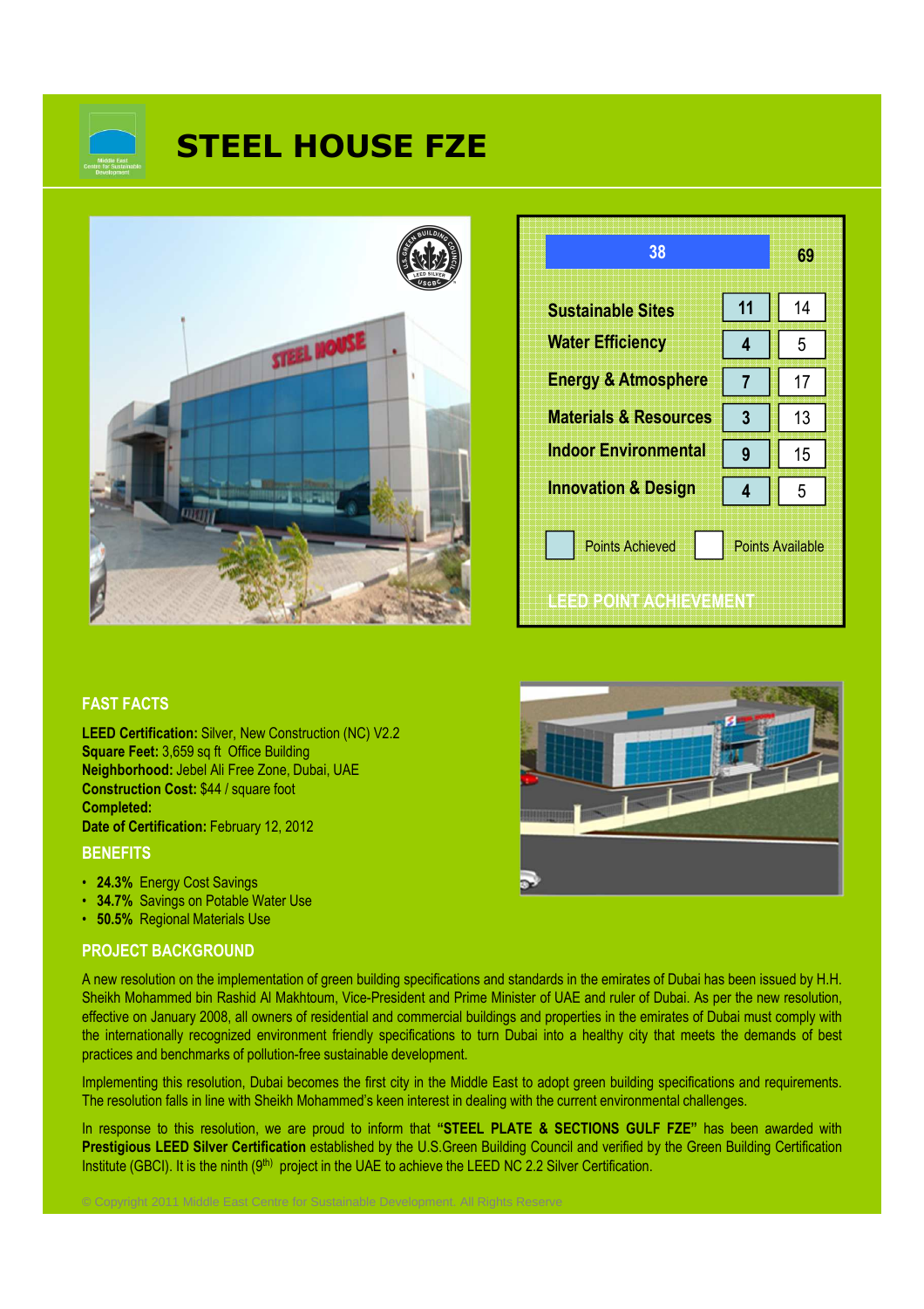# STEEL HOUSE FZE

| | Points Achieved | Points Available |
|---|---|---|
| **Total** | 38 | 69 |
| Sustainable Sites | 11 | 14 |
| Water Efficiency | 4 | 5 |
| Energy & Atmosphere | 7 | 17 |
| Materials & Resources | 3 | 13 |
| Indoor Environmental | 9 | 15 |
| Innovation & Design | 4 | 5 |

LEED POINT ACHIEVEMENT

## FAST FACTS

**LEED Certification:** Silver, New Construction (NC) V2.2
**Square Feet:** 3,659 sq ft Office Building
**Neighborhood:** Jebel Ali Free Zone, Dubai, UAE
**Construction Cost:** $44 / square foot
**Completed:**
**Date of Certification:** February 12, 2012

## BENEFITS

- **24.3%** Energy Cost Savings
- **34.7%** Savings on Potable Water Use
- **50.5%** Regional Materials Use

## PROJECT BACKGROUND

A new resolution on the implementation of green building specifications and standards in the emirates of Dubai has been issued by H.H. Sheikh Mohammed bin Rashid Al Makhtoum, Vice-President and Prime Minister of UAE and ruler of Dubai. As per the new resolution, effective on January 2008, all owners of residential and commercial buildings and properties in the emirates of Dubai must comply with the internationally recognized environment friendly specifications to turn Dubai into a healthy city that meets the demands of best practices and benchmarks of pollution-free sustainable development.

Implementing this resolution, Dubai becomes the first city in the Middle East to adopt green building specifications and requirements. The resolution falls in line with Sheikh Mohammed's keen interest in dealing with the current environmental challenges.

In response to this resolution, we are proud to inform that **"STEEL PLATE & SECTIONS GULF FZE"** has been awarded with **Prestigious LEED Silver Certification** established by the U.S.Green Building Council and verified by the Green Building Certification Institute (GBCI). It is the ninth (9th) project in the UAE to achieve the LEED NC 2.2 Silver Certification.

© Copyright 2011 Middle East Centre for Sustainable Development. All Rights Reserve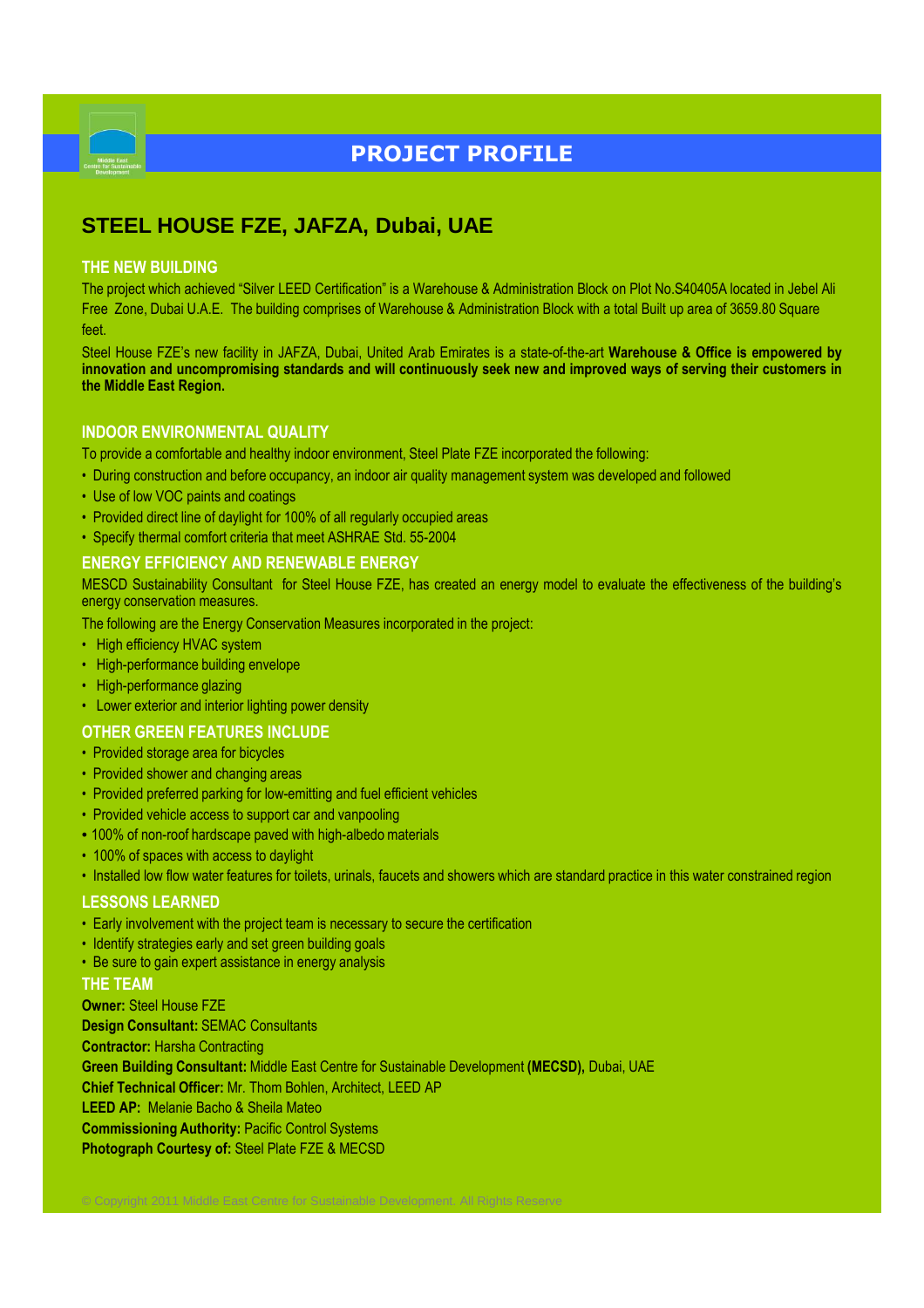# PROJECT PROFILE

## STEEL HOUSE FZE, JAFZA, Dubai, UAE

### THE NEW BUILDING

The project which achieved "Silver LEED Certification" is a Warehouse & Administration Block on Plot No.S40405A located in Jebel Ali Free Zone, Dubai U.A.E. The building comprises of Warehouse & Administration Block with a total Built up area of 3659.80 Square feet.

Steel House FZE's new facility in JAFZA, Dubai, United Arab Emirates is a state-of-the-art **Warehouse & Office is empowered by innovation and uncompromising standards and will continuously seek new and improved ways of serving their customers in the Middle East Region.**

### INDOOR ENVIRONMENTAL QUALITY

To provide a comfortable and healthy indoor environment, Steel Plate FZE incorporated the following:

- During construction and before occupancy, an indoor air quality management system was developed and followed
- Use of low VOC paints and coatings
- Provided direct line of daylight for 100% of all regularly occupied areas
- Specify thermal comfort criteria that meet ASHRAE Std. 55-2004

### ENERGY EFFICIENCY AND RENEWABLE ENERGY

MESCD Sustainability Consultant for Steel House FZE, has created an energy model to evaluate the effectiveness of the building's energy conservation measures.

The following are the Energy Conservation Measures incorporated in the project:

- High efficiency HVAC system
- High-performance building envelope
- High-performance glazing
- Lower exterior and interior lighting power density

### OTHER GREEN FEATURES INCLUDE

- Provided storage area for bicycles
- Provided shower and changing areas
- Provided preferred parking for low-emitting and fuel efficient vehicles
- Provided vehicle access to support car and vanpooling
- 100% of non-roof hardscape paved with high-albedo materials
- 100% of spaces with access to daylight
- Installed low flow water features for toilets, urinals, faucets and showers which are standard practice in this water constrained region

### LESSONS LEARNED

- Early involvement with the project team is necessary to secure the certification
- Identify strategies early and set green building goals
- Be sure to gain expert assistance in energy analysis

### THE TEAM

**Owner:** Steel House FZE
**Design Consultant:** SEMAC Consultants
**Contractor:** Harsha Contracting
**Green Building Consultant:** Middle East Centre for Sustainable Development **(MECSD),** Dubai, UAE
**Chief Technical Officer:** Mr. Thom Bohlen, Architect, LEED AP
**LEED AP:** Melanie Bacho & Sheila Mateo
**Commissioning Authority:** Pacific Control Systems
**Photograph Courtesy of:** Steel Plate FZE & MECSD

© Copyright 2011 Middle East Centre for Sustainable Development. All Rights Reserve